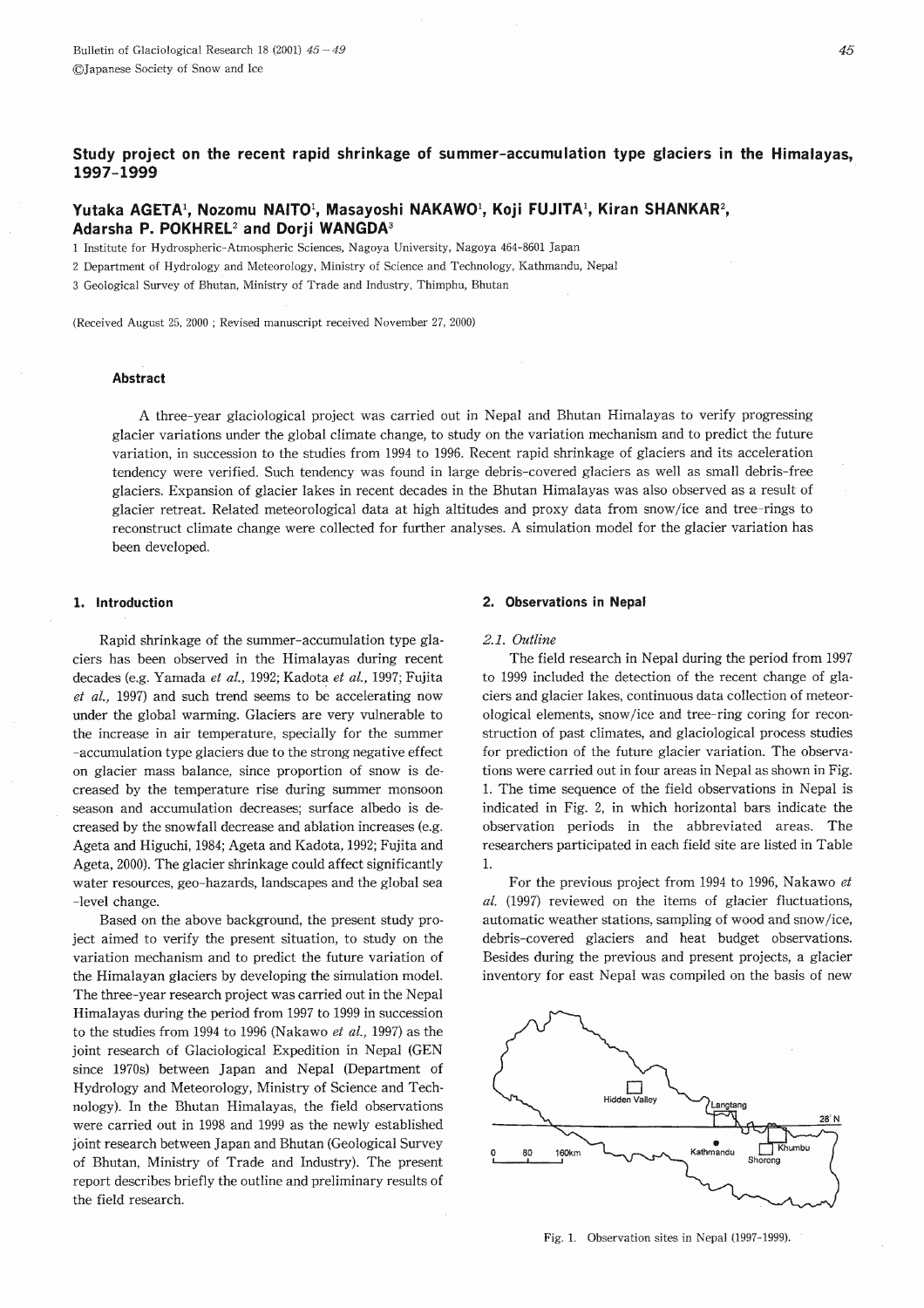# Study project on the recent rapid shrinkage of summer-accumulation type glaciers in the Himalayas, 1997-1999

**Yutaka AGETA[1], Nozomu NAITO[1], Masayoshi NAKAWO[1], Koji FUJITA[1], Kiran SHANKAR[2], Adarsha P. POKHREL[2] and Dorji WANGDA[3]**

1 Institute for Hydrospheric-Atmospheric Sciences, Nagoya University, Nagoya 464-8601 Japan

2 Department of Hydrology and Meteorology, Ministry of Science and Technology, Kathmandu, Nepal

3 Geological Survey of Bhutan, Ministry of Trade and Industry, Thimphu, Bhutan

(Received August 25, 2000 ; Revised manuscript received November 27, 2000)

## Abstract

A three-year glaciological project was carried out in Nepal and Bhutan Himalayas to verify progressing glacier variations under the global climate change, to study on the variation mechanism and to predict the future variation, in succession to the studies from 1994 to 1996. Recent rapid shrinkage of glaciers and its acceleration tendency were verified. Such tendency was found in large debris-covered glaciers as well as small debris-free glaciers. Expansion of glacier lakes in recent decades in the Bhutan Himalayas was also observed as a result of glacier retreat. Related meteorological data at high altitudes and proxy data from snow/ice and tree-rings to reconstruct climate change were collected for further analyses. A simulation model for the glacier variation has been developed.

## 1. Introduction

Rapid shrinkage of the summer-accumulation type glaciers has been observed in the Himalayas during recent decades (e.g. Yamada *et al.*, 1992; Kadota *et al.*, 1997; Fujita *et al.*, 1997) and such trend seems to be accelerating now under the global warming. Glaciers are very vulnerable to the increase in air temperature, specially for the summer-accumulation type glaciers due to the strong negative effect on glacier mass balance, since proportion of snow is decreased by the temperature rise during summer monsoon season and accumulation decreases; surface albedo is decreased by the snowfall decrease and ablation increases (e.g. Ageta and Higuchi, 1984; Ageta and Kadota, 1992; Fujita and Ageta, 2000). The glacier shrinkage could affect significantly water resources, geo-hazards, landscapes and the global sea-level change.

Based on the above background, the present study project aimed to verify the present situation, to study on the variation mechanism and to predict the future variation of the Himalayan glaciers by developing the simulation model. The three-year research project was carried out in the Nepal Himalayas during the period from 1997 to 1999 in succession to the studies from 1994 to 1996 (Nakawo *et al.*, 1997) as the joint research of Glaciological Expedition in Nepal (GEN since 1970s) between Japan and Nepal (Department of Hydrology and Meteorology, Ministry of Science and Technology). In the Bhutan Himalayas, the field observations were carried out in 1998 and 1999 as the newly established joint research between Japan and Bhutan (Geological Survey of Bhutan, Ministry of Trade and Industry). The present report describes briefly the outline and preliminary results of the field research.

## 2. Observations in Nepal

### 2.1. Outline

The field research in Nepal during the period from 1997 to 1999 included the detection of the recent change of glaciers and glacier lakes, continuous data collection of meteorological elements, snow/ice and tree-ring coring for reconstruction of past climates, and glaciological process studies for prediction of the future glacier variation. The observations were carried out in four areas in Nepal as shown in Fig. 1. The time sequence of the field observations in Nepal is indicated in Fig. 2, in which horizontal bars indicate the observation periods in the abbreviated areas. The researchers participated in each field site are listed in Table 1.

For the previous project from 1994 to 1996, Nakawo *et al.* (1997) reviewed on the items of glacier fluctuations, automatic weather stations, sampling of wood and snow/ice, debris-covered glaciers and heat budget observations. Besides during the previous and present projects, a glacier inventory for east Nepal was compiled on the basis of new

Fig. 1. Observation sites in Nepal (1997-1999).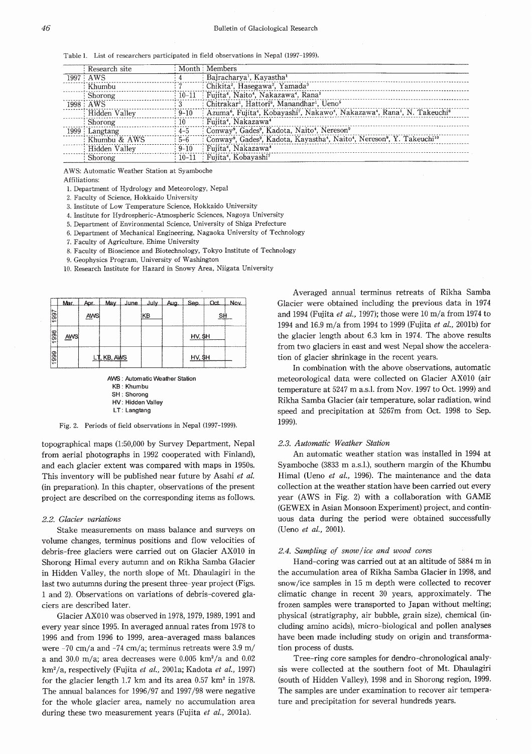Table 1. List of researchers participated in field observations in Nepal (1997-1999).

| | Research site | Month | Members |
|---|---|---|---|
| 1997 | AWS | 4 | Bajracharya[1], Kayastha[1] |
| | Khumbu | 7 | Chikita[2], Hasegawa[2], Yamada[3] |
| | Shorong | 10-11 | Fujita[4], Naito[4], Nakazawa[4], Rana[1] |
| 1998 | AWS | 3 | Chitrakar[1], Hattori[5], Manandhar[1], Ueno[5] |
| | Hidden Valley | 9-10 | Azuma[6], Fujita[4], Kobayashi[7], Nakawo[4], Nakazawa[4], Rana[1], N. Takeuchi[8] |
| | Shorong | 10 | Fujita[4], Nakazawa[4] |
| 1999 | Langtang | 4-5 | Conway[9], Gades[9], Kadota, Naito[4], Nereson[9] |
| | Khumbu & AWS | 5-6 | Conway[9], Gades[9], Kadota, Kayastha[4], Naito[4], Nereson[9], Y. Takeuchi[10] |
| | Hidden Valley | 9-10 | Fujita[4], Nakazawa[4] |
| | Shorong | 10-11 | Fujita[4], Kobayashi[7] |

AWS: Automatic Weather Station at Syamboche

Affiliations:

1. Department of Hydrology and Meteorology, Nepal
2. Faculty of Science, Hokkaido University
3. Institute of Low Temperature Science, Hokkaido University
4. Institute for Hydrospheric-Atmospheric Sciences, Nagoya University
5. Department of Environmental Science, University of Shiga Prefecture
6. Department of Mechanical Engineering, Nagaoka University of Technology
7. Faculty of Agriculture, Ehime University
8. Faculty of Bioscience and Biotechnology, Tokyo Institute of Technology
9. Geophysics Program, University of Washington
10. Research Institute for Hazard in Snowy Area, Niigata University

| | Mar. | Apr. | May | June | July | Aug. | Sep. | Oct. | Nov. |
|---|---|---|---|---|---|---|---|---|---|
| 1997 | | AWS | | | KB | | | SH | |
| 1998 | AWS | | | | | | HV, SH | | |
| 1999 | | LT, KB, AWS | | | | | HV, SH | | |

AWS : Automatic Weather Station
KB : Khumbu
SH : Shorong
HV : Hidden Valley
LT : Langtang

Fig. 2. Periods of field observations in Nepal (1997-1999).

topographical maps (1:50,000 by Survey Department, Nepal from aerial photographs in 1992 cooperated with Finland), and each glacier extent was compared with maps in 1950s. This inventory will be published near future by Asahi *et al.* (in preparation). In this chapter, observations of the present project are described on the corresponding items as follows.

### 2.2. Glacier variations

Stake measurements on mass balance and surveys on volume changes, terminus positions and flow velocities of debris-free glaciers were carried out on Glacier AX010 in Shorong Himal every autumn and on Rikha Samba Glacier in Hidden Valley, the north slope of Mt. Dhaulagiri in the last two autumns during the present three-year project (Figs. 1 and 2). Observations on variations of debris-covered glaciers are described later.

Glacier AX010 was observed in 1978, 1979, 1989, 1991 and every year since 1995. In averaged annual rates from 1978 to 1996 and from 1996 to 1999, area-averaged mass balances were -70 cm/a and -74 cm/a; terminus retreats were 3.9 m/a and 30.0 m/a; area decreases were 0.005 km$^2$/a and 0.02 km$^2$/a, respectively (Fujita *et al.*, 2001a; Kadota *et al.*, 1997) for the glacier length 1.7 km and its area 0.57 km$^2$ in 1978. The annual balances for 1996/97 and 1997/98 were negative for the whole glacier area, namely no accumulation area during these two measurement years (Fujita *et al.*, 2001a).

Averaged annual terminus retreats of Rikha Samba Glacier were obtained including the previous data in 1974 and 1994 (Fujita *et al.*, 1997); those were 10 m/a from 1974 to 1994 and 16.9 m/a from 1994 to 1999 (Fujita *et al.*, 2001b) for the glacier length about 6.3 km in 1974. The above results from two glaciers in east and west Nepal show the acceleration of glacier shrinkage in the recent years.

In combination with the above observations, automatic meteorological data were collected on Glacier AX010 (air temperature at 5247 m a.s.l. from Nov. 1997 to Oct. 1999) and Rikha Samba Glacier (air temperature, solar radiation, wind speed and precipitation at 5267m from Oct. 1998 to Sep. 1999).

### 2.3. Automatic Weather Station

An automatic weather station was installed in 1994 at Syamboche (3833 m a.s.l.), southern margin of the Khumbu Himal (Ueno *et al.*, 1996). The maintenance and the data collection at the weather station have been carried out every year (AWS in Fig. 2) with a collaboration with GAME (GEWEX in Asian Monsoon Experiment) project, and continuous data during the period were obtained successfully (Ueno *et al.*, 2001).

### 2.4. Sampling of snow/ice and wood cores

Hand-coring was carried out at an altitude of 5884 m in the accumulation area of Rikha Samba Glacier in 1998, and snow/ice samples in 15 m depth were collected to recover climatic change in recent 30 years, approximately. The frozen samples were transported to Japan without melting; physical (stratigraphy, air bubble, grain size), chemical (including amino acids), micro-biological and pollen analyses have been made including study on origin and transformation process of dusts.

Tree-ring core samples for dendro-chronological analysis were collected at the southern foot of Mt. Dhaulagiri (south of Hidden Valley), 1998 and in Shorong region, 1999. The samples are under examination to recover air temperature and precipitation for several hundreds years.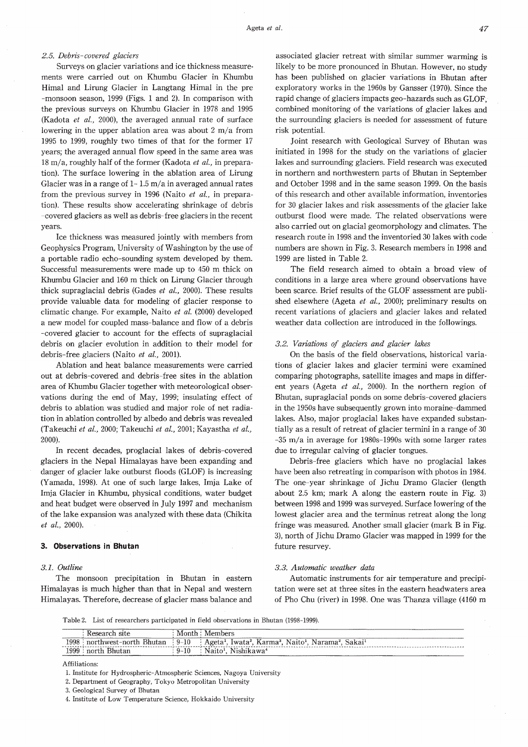### 2.5. Debris-covered glaciers

Surveys on glacier variations and ice thickness measurements were carried out on Khumbu Glacier in Khumbu Himal and Lirung Glacier in Langtang Himal in the pre-monsoon season, 1999 (Figs. 1 and 2). In comparison with the previous surveys on Khumbu Glacier in 1978 and 1995 (Kadota *et al.,* 2000), the averaged annual rate of surface lowering in the upper ablation area was about 2 m/a from 1995 to 1999, roughly two times of that for the former 17 years; the averaged annual flow speed in the same area was 18 m/a, roughly half of the former (Kadota *et al.,* in preparation). The surface lowering in the ablation area of Lirung Glacier was in a range of 1–1.5 m/a in averaged annual rates from the previous survey in 1996 (Naito *et al.,* in preparation). These results show accelerating shrinkage of debris-covered glaciers as well as debris-free glaciers in the recent years.

Ice thickness was measured jointly with members from Geophysics Program, University of Washington by the use of a portable radio echo-sounding system developed by them. Successful measurements were made up to 450 m thick on Khumbu Glacier and 160 m thick on Lirung Glacier through thick supraglacial debris (Gades *et al.,* 2000). These results provide valuable data for modeling of glacier response to climatic change. For example, Naito *et al.* (2000) developed a new model for coupled mass-balance and flow of a debris-covered glacier to account for the effects of supraglacial debris on glacier evolution in addition to their model for debris-free glaciers (Naito *et al.,* 2001).

Ablation and heat balance measurements were carried out at debris-covered and debris-free sites in the ablation area of Khumbu Glacier together with meteorological observations during the end of May, 1999; insulating effect of debris to ablation was studied and major role of net radiation in ablation controlled by albedo and debris was revealed (Takeuchi *et al.,* 2000; Takeuchi *et al.,* 2001; Kayastha *et al.,* 2000).

In recent decades, proglacial lakes of debris-covered glaciers in the Nepal Himalayas have been expanding and danger of glacier lake outburst floods (GLOF) is increasing (Yamada, 1998). At one of such large lakes, Imja Lake of Imja Glacier in Khumbu, physical conditions, water budget and heat budget were observed in July 1997 and mechanism of the lake expansion was analyzed with these data (Chikita *et al.,* 2000).

## 3. Observations in Bhutan

### 3.1. Outline

The monsoon precipitation in Bhutan in eastern Himalayas is much higher than that in Nepal and western Himalayas. Therefore, decrease of glacier mass balance and associated glacier retreat with similar summer warming is likely to be more pronounced in Bhutan. However, no study has been published on glacier variations in Bhutan after exploratory works in the 1960s by Gansser (1970). Since the rapid change of glaciers impacts geo-hazards such as GLOF, combined monitoring of the variations of glacier lakes and the surrounding glaciers is needed for assessment of future risk potential.

Joint research with Geological Survey of Bhutan was initiated in 1998 for the study on the variations of glacier lakes and surrounding glaciers. Field research was executed in northern and northwestern parts of Bhutan in September and October 1998 and in the same season 1999. On the basis of this research and other available information, inventories for 30 glacier lakes and risk assessments of the glacier lake outburst flood were made. The related observations were also carried out on glacial geomorphology and climates. The research route in 1998 and the inventoried 30 lakes with code numbers are shown in Fig. 3. Research members in 1998 and 1999 are listed in Table 2.

The field research aimed to obtain a broad view of conditions in a large area where ground observations have been scarce. Brief results of the GLOF assessment are published elsewhere (Ageta *et al.,* 2000); preliminary results on recent variations of glaciers and glacier lakes and related weather data collection are introduced in the followings.

### 3.2. Variations of glaciers and glacier lakes

On the basis of the field observations, historical variations of glacier lakes and glacier termini were examined comparing photographs, satellite images and maps in different years (Ageta *et al.,* 2000). In the northern region of Bhutan, supraglacial ponds on some debris-covered glaciers in the 1950s have subsequently grown into moraine-dammed lakes. Also, major proglacial lakes have expanded substantially as a result of retreat of glacier termini in a range of 30–35 m/a in average for 1980s–1990s with some larger rates due to irregular calving of glacier tongues.

Debris-free glaciers which have no proglacial lakes have been also retreating in comparison with photos in 1984. The one-year shrinkage of Jichu Dramo Glacier (length about 2.5 km; mark A along the eastern route in Fig. 3) between 1998 and 1999 was surveyed. Surface lowering of the lowest glacier area and the terminus retreat along the long fringe was measured. Another small glacier (mark B in Fig. 3), north of Jichu Dramo Glacier was mapped in 1999 for the future resurvey.

### 3.3. Automatic weather data

Automatic instruments for air temperature and precipitation were set at three sites in the eastern headwaters area of Pho Chu (river) in 1998. One was Thanza village (4160 m

Table 2. List of researchers participated in field observations in Bhutan (1998-1999).

| | Research site | Month | Members |
|---|---|---|---|
| 1998 | northwest-north Bhutan | 9-10 | Ageta[1], Iwata[2], Karma[3], Naito[1], Narama[2], Sakai[1] |
| 1999 | north Bhutan | 9-10 | Naito[1], Nishikawa[4] |

Affiliations:

1. Institute for Hydrospheric-Atmospheric Sciences, Nagoya University
2. Department of Geography, Tokyo Metropolitan University
3. Geological Survey of Bhutan
4. Institute of Low Temperature Science, Hokkaido University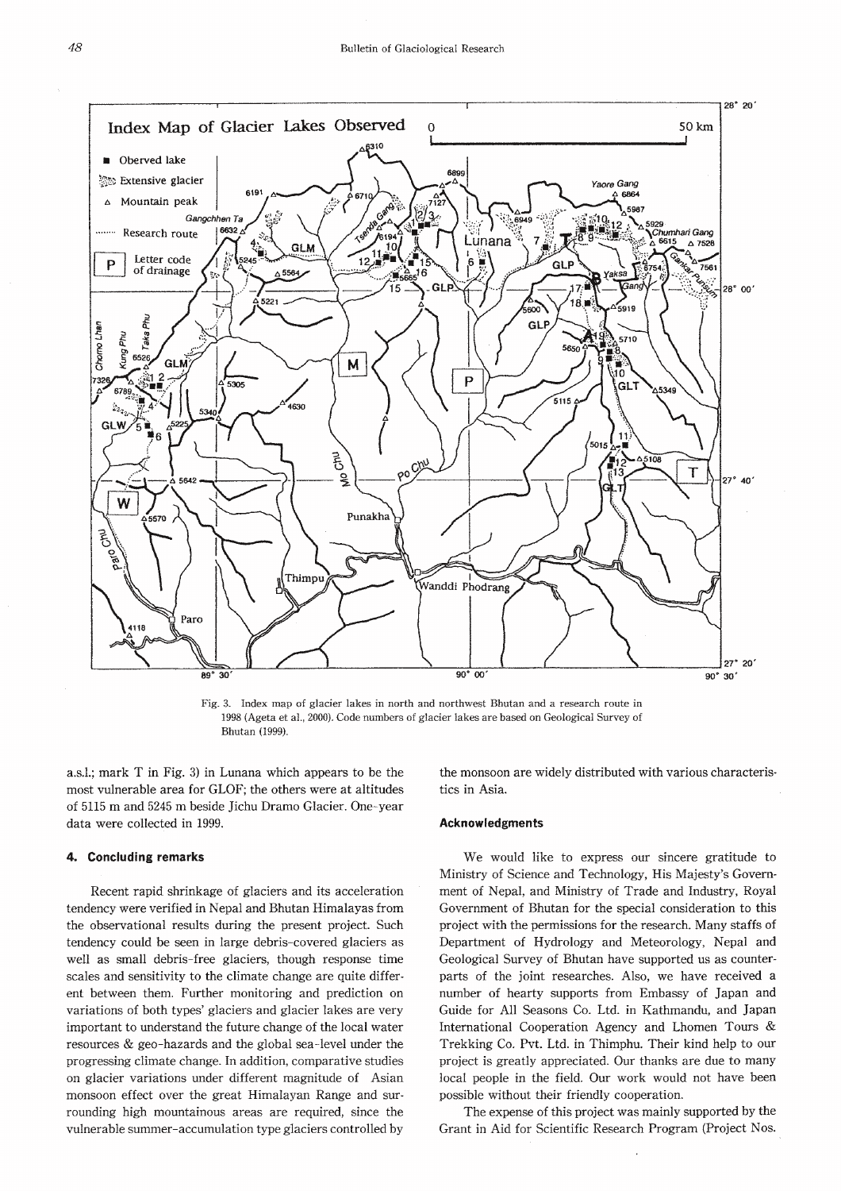Fig. 3. Index map of glacier lakes in north and northwest Bhutan and a research route in 1998 (Ageta et al., 2000). Code numbers of glacier lakes are based on Geological Survey of Bhutan (1999).

a.s.l.; mark T in Fig. 3) in Lunana which appears to be the most vulnerable area for GLOF; the others were at altitudes of 5115 m and 5245 m beside Jichu Dramo Glacier. One-year data were collected in 1999.

## 4. Concluding remarks

Recent rapid shrinkage of glaciers and its acceleration tendency were verified in Nepal and Bhutan Himalayas from the observational results during the present project. Such tendency could be seen in large debris-covered glaciers as well as small debris-free glaciers, though response time scales and sensitivity to the climate change are quite different between them. Further monitoring and prediction on variations of both types' glaciers and glacier lakes are very important to understand the future change of the local water resources & geo-hazards and the global sea-level under the progressing climate change. In addition, comparative studies on glacier variations under different magnitude of Asian monsoon effect over the great Himalayan Range and surrounding high mountainous areas are required, since the vulnerable summer-accumulation type glaciers controlled by the monsoon are widely distributed with various characteristics in Asia.

## Acknowledgments

We would like to express our sincere gratitude to Ministry of Science and Technology, His Majesty's Government of Nepal, and Ministry of Trade and Industry, Royal Government of Bhutan for the special consideration to this project with the permissions for the research. Many staffs of Department of Hydrology and Meteorology, Nepal and Geological Survey of Bhutan have supported us as counterparts of the joint researches. Also, we have received a number of hearty supports from Embassy of Japan and Guide for All Seasons Co. Ltd. in Kathmandu, and Japan International Cooperation Agency and Lhomen Tours & Trekking Co. Pvt. Ltd. in Thimphu. Their kind help to our project is greatly appreciated. Our thanks are due to many local people in the field. Our work would not have been possible without their friendly cooperation.

The expense of this project was mainly supported by the Grant in Aid for Scientific Research Program (Project Nos.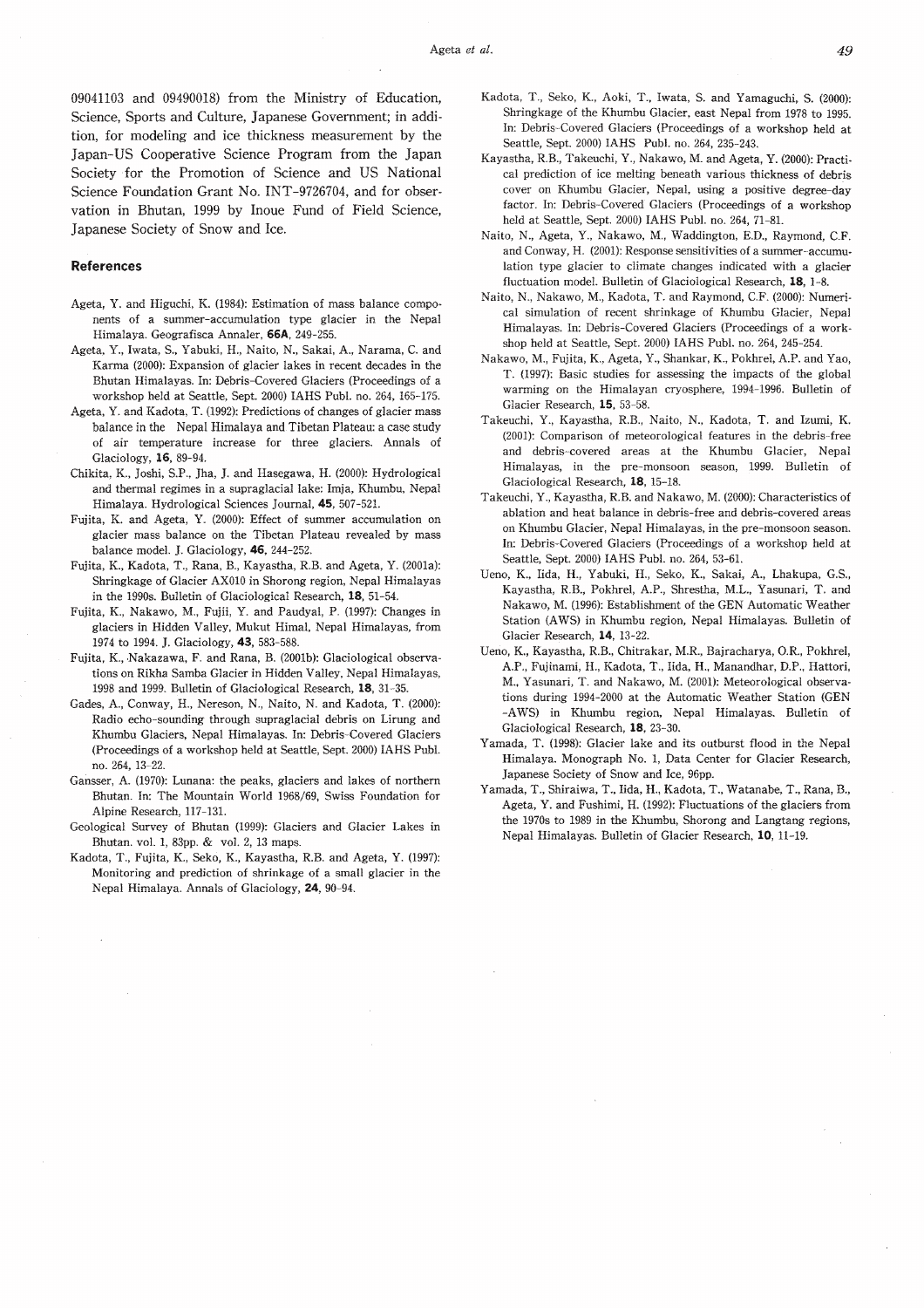09041103 and 09490018) from the Ministry of Education, Science, Sports and Culture, Japanese Government; in addition, for modeling and ice thickness measurement by the Japan-US Cooperative Science Program from the Japan Society for the Promotion of Science and US National Science Foundation Grant No. INT-9726704, and for observation in Bhutan, 1999 by Inoue Fund of Field Science, Japanese Society of Snow and Ice.

## References

Ageta, Y. and Higuchi, K. (1984): Estimation of mass balance components of a summer-accumulation type glacier in the Nepal Himalaya. Geografisca Annaler, **66A**, 249-255.

Ageta, Y., Iwata, S., Yabuki, H., Naito, N., Sakai, A., Narama, C. and Karma (2000): Expansion of glacier lakes in recent decades in the Bhutan Himalayas. In: Debris-Covered Glaciers (Proceedings of a workshop held at Seattle, Sept. 2000) IAHS Publ. no. 264, 165-175.

Ageta, Y. and Kadota, T. (1992): Predictions of changes of glacier mass balance in the Nepal Himalaya and Tibetan Plateau: a case study of air temperature increase for three glaciers. Annals of Glaciology, **16**, 89-94.

Chikita, K., Joshi, S.P., Jha, J. and Hasegawa, H. (2000): Hydrological and thermal regimes in a supraglacial lake: Imja, Khumbu, Nepal Himalaya. Hydrological Sciences Journal, **45**, 507-521.

Fujita, K. and Ageta, Y. (2000): Effect of summer accumulation on glacier mass balance on the Tibetan Plateau revealed by mass balance model. J. Glaciology, **46**, 244-252.

Fujita, K., Kadota, T., Rana, B., Kayastha, R.B. and Ageta, Y. (2001a): Shringkage of Glacier AX010 in Shorong region, Nepal Himalayas in the 1990s. Bulletin of Glaciological Research, **18**, 51-54.

Fujita, K., Nakawo, M., Fujii, Y. and Paudyal, P. (1997): Changes in glaciers in Hidden Valley, Mukut Himal, Nepal Himalayas, from 1974 to 1994. J. Glaciology, **43**, 583-588.

Fujita, K., Nakazawa, F. and Rana, B. (2001b): Glaciological observations on Rikha Samba Glacier in Hidden Valley, Nepal Himalayas, 1998 and 1999. Bulletin of Glaciological Research, **18**, 31-35.

Gades, A., Conway, H., Nereson, N., Naito, N. and Kadota, T. (2000): Radio echo-sounding through supraglacial debris on Lirung and Khumbu Glaciers, Nepal Himalayas. In: Debris-Covered Glaciers (Proceedings of a workshop held at Seattle, Sept. 2000) IAHS Publ. no. 264, 13-22.

Gansser, A. (1970): Lunana: the peaks, glaciers and lakes of northern Bhutan. In: The Mountain World 1968/69, Swiss Foundation for Alpine Research, 117-131.

Geological Survey of Bhutan (1999): Glaciers and Glacier Lakes in Bhutan. vol. 1, 83pp. & vol. 2, 13 maps.

Kadota, T., Fujita, K., Seko, K., Kayastha, R.B. and Ageta, Y. (1997): Monitoring and prediction of shrinkage of a small glacier in the Nepal Himalaya. Annals of Glaciology, **24**, 90-94.

Kadota, T., Seko, K., Aoki, T., Iwata, S. and Yamaguchi, S. (2000): Shringkage of the Khumbu Glacier, east Nepal from 1978 to 1995. In: Debris-Covered Glaciers (Proceedings of a workshop held at Seattle, Sept. 2000) IAHS Publ. no. 264, 235-243.

Kayastha, R.B., Takeuchi, Y., Nakawo, M. and Ageta, Y. (2000): Practical prediction of ice melting beneath various thickness of debris cover on Khumbu Glacier, Nepal, using a positive degree-day factor. In: Debris-Covered Glaciers (Proceedings of a workshop held at Seattle, Sept. 2000) IAHS Publ. no. 264, 71-81.

Naito, N., Ageta, Y., Nakawo, M., Waddington, E.D., Raymond, C.F. and Conway, H. (2001): Response sensitivities of a summer-accumulation type glacier to climate changes indicated with a glacier fluctuation model. Bulletin of Glaciological Research, **18**, 1-8.

Naito, N., Nakawo, M., Kadota, T. and Raymond, C.F. (2000): Numerical simulation of recent shrinkage of Khumbu Glacier, Nepal Himalayas. In: Debris-Covered Glaciers (Proceedings of a workshop held at Seattle, Sept. 2000) IAHS Publ. no. 264, 245-254.

Nakawo, M., Fujita, K., Ageta, Y., Shankar, K., Pokhrel, A.P. and Yao, T. (1997): Basic studies for assessing the impacts of the global warming on the Himalayan cryosphere, 1994-1996. Bulletin of Glacier Research, **15**, 53-58.

Takeuchi, Y., Kayastha, R.B., Naito, N., Kadota, T. and Izumi, K. (2001): Comparison of meteorological features in the debris-free and debris-covered areas at the Khumbu Glacier, Nepal Himalayas, in the pre-monsoon season, 1999. Bulletin of Glaciological Research, **18**, 15-18.

Takeuchi, Y., Kayastha, R.B. and Nakawo, M. (2000): Characteristics of ablation and heat balance in debris-free and debris-covered areas on Khumbu Glacier, Nepal Himalayas, in the pre-monsoon season. In: Debris-Covered Glaciers (Proceedings of a workshop held at Seattle, Sept. 2000) IAHS Publ. no. 264, 53-61.

Ueno, K., Iida, H., Yabuki, H., Seko, K., Sakai, A., Lhakupa, G.S., Kayastha, R.B., Pokhrel, A.P., Shrestha, M.L., Yasunari, T. and Nakawo, M. (1996): Establishment of the GEN Automatic Weather Station (AWS) in Khumbu region, Nepal Himalayas. Bulletin of Glacier Research, **14**, 13-22.

Ueno, K., Kayastha, R.B., Chitrakar, M.R., Bajracharya, O.R., Pokhrel, A.P., Fujinami, H., Kadota, T., Iida, H., Manandhar, D.P., Hattori, M., Yasunari, T. and Nakawo, M. (2001): Meteorological observations during 1994-2000 at the Automatic Weather Station (GEN-AWS) in Khumbu region, Nepal Himalayas. Bulletin of Glaciological Research, **18**, 23-30.

Yamada, T. (1998): Glacier lake and its outburst flood in the Nepal Himalaya. Monograph No. 1, Data Center for Glacier Research, Japanese Society of Snow and Ice, 96pp.

Yamada, T., Shiraiwa, T., Iida, H., Kadota, T., Watanabe, T., Rana, B., Ageta, Y. and Fushimi, H. (1992): Fluctuations of the glaciers from the 1970s to 1989 in the Khumbu, Shorong and Langtang regions, Nepal Himalayas. Bulletin of Glacier Research, **10**, 11-19.